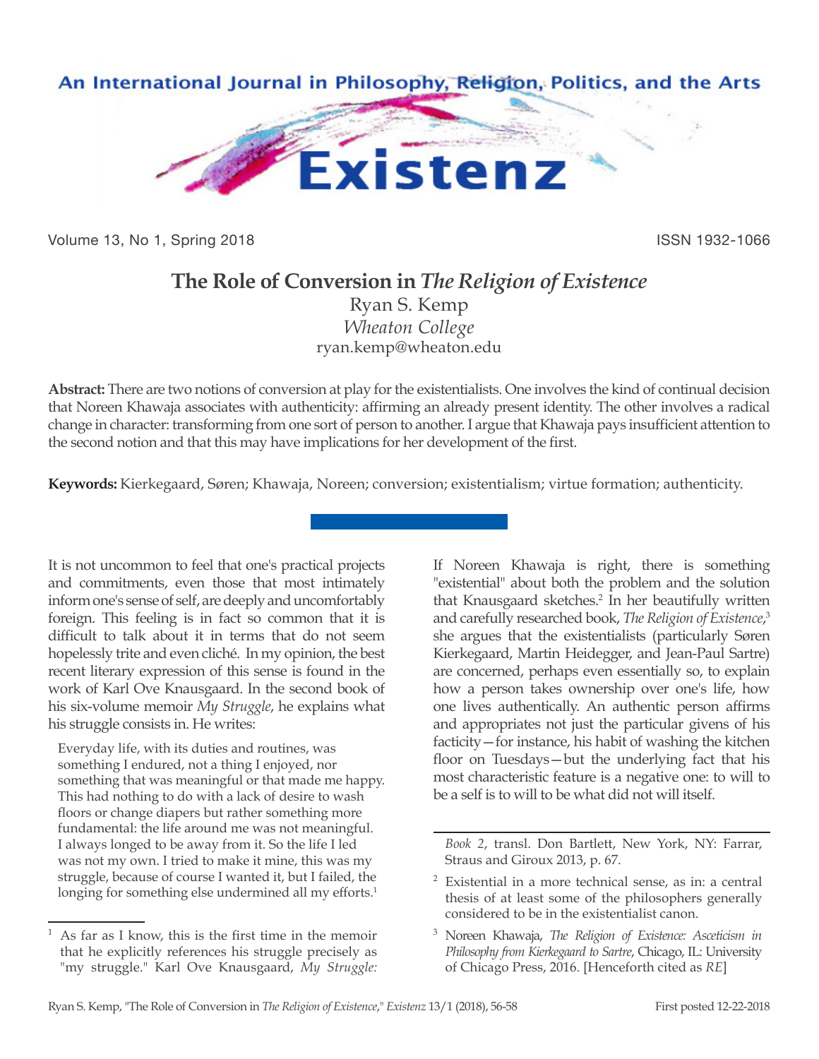# The Role of Conversion in *The Religion of Existence*

Ryan S. Kemp
*Wheaton College*
ryan.kemp@wheaton.edu

**Abstract:** There are two notions of conversion at play for the existentialists. One involves the kind of continual decision that Noreen Khawaja associates with authenticity: affirming an already present identity. The other involves a radical change in character: transforming from one sort of person to another. I argue that Khawaja pays insufficient attention to the second notion and that this may have implications for her development of the first.

**Keywords:** Kierkegaard, Søren; Khawaja, Noreen; conversion; existentialism; virtue formation; authenticity.

It is not uncommon to feel that one's practical projects and commitments, even those that most intimately inform one's sense of self, are deeply and uncomfortably foreign. This feeling is in fact so common that it is difficult to talk about it in terms that do not seem hopelessly trite and even cliché. In my opinion, the best recent literary expression of this sense is found in the work of Karl Ove Knausgaard. In the second book of his six-volume memoir *My Struggle*, he explains what his struggle consists in. He writes:

> Everyday life, with its duties and routines, was something I endured, not a thing I enjoyed, nor something that was meaningful or that made me happy. This had nothing to do with a lack of desire to wash floors or change diapers but rather something more fundamental: the life around me was not meaningful. I always longed to be away from it. So the life I led was not my own. I tried to make it mine, this was my struggle, because of course I wanted it, but I failed, the longing for something else undermined all my efforts.[1]

If Noreen Khawaja is right, there is something "existential" about both the problem and the solution that Knausgaard sketches.[2] In her beautifully written and carefully researched book, *The Religion of Existence*,[3] she argues that the existentialists (particularly Søren Kierkegaard, Martin Heidegger, and Jean-Paul Sartre) are concerned, perhaps even essentially so, to explain how a person takes ownership over one's life, how one lives authentically. An authentic person affirms and appropriates not just the particular givens of his facticity—for instance, his habit of washing the kitchen floor on Tuesdays—but the underlying fact that his most characteristic feature is a negative one: to will to be a self is to will to be what did not will itself.

---

[1] As far as I know, this is the first time in the memoir that he explicitly references his struggle precisely as "my struggle." Karl Ove Knausgaard, *My Struggle: Book 2*, transl. Don Bartlett, New York, NY: Farrar, Straus and Giroux 2013, p. 67.

[2] Existential in a more technical sense, as in: a central thesis of at least some of the philosophers generally considered to be in the existentialist canon.

[3] Noreen Khawaja, *The Religion of Existence: Asceticism in Philosophy from Kierkegaard to Sartre*, Chicago, IL: University of Chicago Press, 2016. [Henceforth cited as *RE*]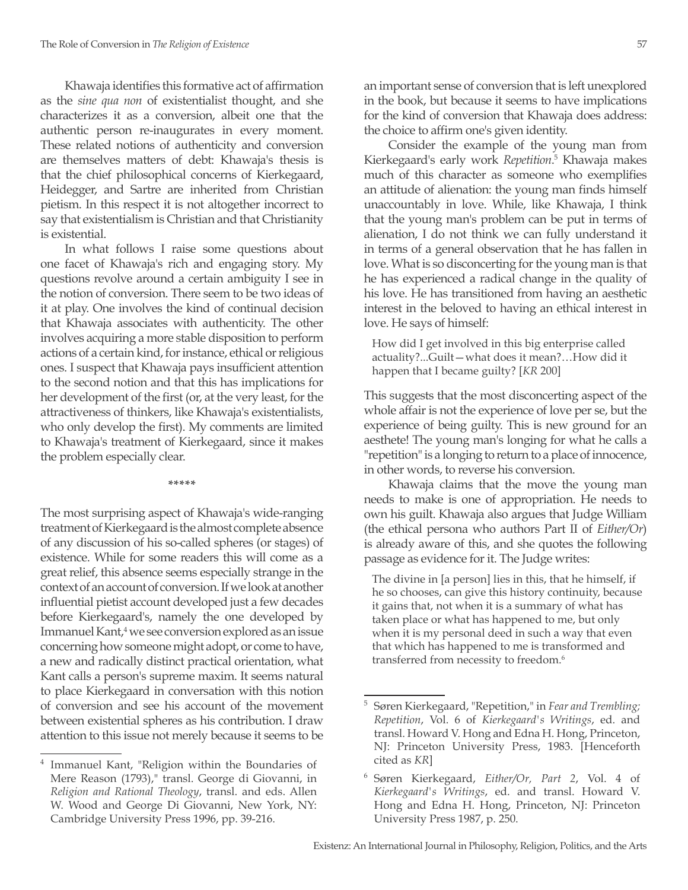Khawaja identifies this formative act of affirmation as the *sine qua non* of existentialist thought, and she characterizes it as a conversion, albeit one that the authentic person re-inaugurates in every moment. These related notions of authenticity and conversion are themselves matters of debt: Khawaja's thesis is that the chief philosophical concerns of Kierkegaard, Heidegger, and Sartre are inherited from Christian pietism. In this respect it is not altogether incorrect to say that existentialism is Christian and that Christianity is existential.

In what follows I raise some questions about one facet of Khawaja's rich and engaging story. My questions revolve around a certain ambiguity I see in the notion of conversion. There seem to be two ideas of it at play. One involves the kind of continual decision that Khawaja associates with authenticity. The other involves acquiring a more stable disposition to perform actions of a certain kind, for instance, ethical or religious ones. I suspect that Khawaja pays insufficient attention to the second notion and that this has implications for her development of the first (or, at the very least, for the attractiveness of thinkers, like Khawaja's existentialists, who only develop the first). My comments are limited to Khawaja's treatment of Kierkegaard, since it makes the problem especially clear.

\*\*\*\*\*

The most surprising aspect of Khawaja's wide-ranging treatment of Kierkegaard is the almost complete absence of any discussion of his so-called spheres (or stages) of existence. While for some readers this will come as a great relief, this absence seems especially strange in the context of an account of conversion. If we look at another influential pietist account developed just a few decades before Kierkegaard's, namely the one developed by Immanuel Kant,[4] we see conversion explored as an issue concerning how someone might adopt, or come to have, a new and radically distinct practical orientation, what Kant calls a person's supreme maxim. It seems natural to place Kierkegaard in conversation with this notion of conversion and see his account of the movement between existential spheres as his contribution. I draw attention to this issue not merely because it seems to be an important sense of conversion that is left unexplored in the book, but because it seems to have implications for the kind of conversion that Khawaja does address: the choice to affirm one's given identity.

Consider the example of the young man from Kierkegaard's early work *Repetition*.[5] Khawaja makes much of this character as someone who exemplifies an attitude of alienation: the young man finds himself unaccountably in love. While, like Khawaja, I think that the young man's problem can be put in terms of alienation, I do not think we can fully understand it in terms of a general observation that he has fallen in love. What is so disconcerting for the young man is that he has experienced a radical change in the quality of his love. He has transitioned from having an aesthetic interest in the beloved to having an ethical interest in love. He says of himself:

> How did I get involved in this big enterprise called actuality?...Guilt—what does it mean?…How did it happen that I became guilty? [*KR* 200]

This suggests that the most disconcerting aspect of the whole affair is not the experience of love per se, but the experience of being guilty. This is new ground for an aesthete! The young man's longing for what he calls a "repetition" is a longing to return to a place of innocence, in other words, to reverse his conversion.

Khawaja claims that the move the young man needs to make is one of appropriation. He needs to own his guilt. Khawaja also argues that Judge William (the ethical persona who authors Part II of *Either/Or*) is already aware of this, and she quotes the following passage as evidence for it. The Judge writes:

> The divine in [a person] lies in this, that he himself, if he so chooses, can give this history continuity, because it gains that, not when it is a summary of what has taken place or what has happened to me, but only when it is my personal deed in such a way that even that which has happened to me is transformed and transferred from necessity to freedom.[6]

---

[4] Immanuel Kant, "Religion within the Boundaries of Mere Reason (1793)," transl. George di Giovanni, in *Religion and Rational Theology*, transl. and eds. Allen W. Wood and George Di Giovanni, New York, NY: Cambridge University Press 1996, pp. 39-216.

[5] Søren Kierkegaard, "Repetition," in *Fear and Trembling; Repetition*, Vol. 6 of *Kierkegaard's Writings*, ed. and transl. Howard V. Hong and Edna H. Hong, Princeton, NJ: Princeton University Press, 1983. [Henceforth cited as *KR*]

[6] Søren Kierkegaard, *Either/Or, Part 2*, Vol. 4 of *Kierkegaard's Writings*, ed. and transl. Howard V. Hong and Edna H. Hong, Princeton, NJ: Princeton University Press 1987, p. 250.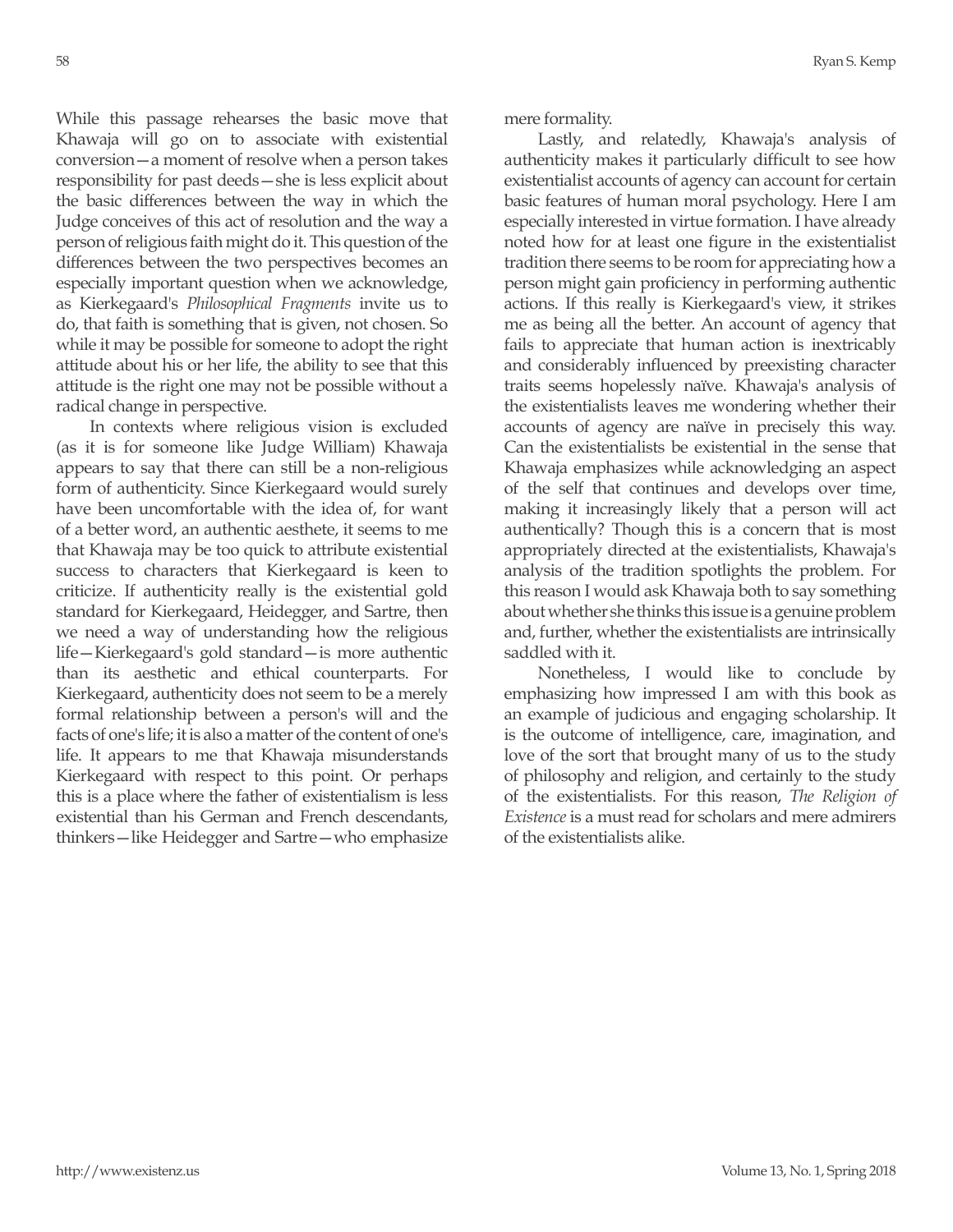While this passage rehearses the basic move that Khawaja will go on to associate with existential conversion—a moment of resolve when a person takes responsibility for past deeds—she is less explicit about the basic differences between the way in which the Judge conceives of this act of resolution and the way a person of religious faith might do it. This question of the differences between the two perspectives becomes an especially important question when we acknowledge, as Kierkegaard's *Philosophical Fragments* invite us to do, that faith is something that is given, not chosen. So while it may be possible for someone to adopt the right attitude about his or her life, the ability to see that this attitude is the right one may not be possible without a radical change in perspective.

In contexts where religious vision is excluded (as it is for someone like Judge William) Khawaja appears to say that there can still be a non-religious form of authenticity. Since Kierkegaard would surely have been uncomfortable with the idea of, for want of a better word, an authentic aesthete, it seems to me that Khawaja may be too quick to attribute existential success to characters that Kierkegaard is keen to criticize. If authenticity really is the existential gold standard for Kierkegaard, Heidegger, and Sartre, then we need a way of understanding how the religious life—Kierkegaard's gold standard—is more authentic than its aesthetic and ethical counterparts. For Kierkegaard, authenticity does not seem to be a merely formal relationship between a person's will and the facts of one's life; it is also a matter of the content of one's life. It appears to me that Khawaja misunderstands Kierkegaard with respect to this point. Or perhaps this is a place where the father of existentialism is less existential than his German and French descendants, thinkers—like Heidegger and Sartre—who emphasize mere formality.

Lastly, and relatedly, Khawaja's analysis of authenticity makes it particularly difficult to see how existentialist accounts of agency can account for certain basic features of human moral psychology. Here I am especially interested in virtue formation. I have already noted how for at least one figure in the existentialist tradition there seems to be room for appreciating how a person might gain proficiency in performing authentic actions. If this really is Kierkegaard's view, it strikes me as being all the better. An account of agency that fails to appreciate that human action is inextricably and considerably influenced by preexisting character traits seems hopelessly naïve. Khawaja's analysis of the existentialists leaves me wondering whether their accounts of agency are naïve in precisely this way. Can the existentialists be existential in the sense that Khawaja emphasizes while acknowledging an aspect of the self that continues and develops over time, making it increasingly likely that a person will act authentically? Though this is a concern that is most appropriately directed at the existentialists, Khawaja's analysis of the tradition spotlights the problem. For this reason I would ask Khawaja both to say something about whether she thinks this issue is a genuine problem and, further, whether the existentialists are intrinsically saddled with it.

Nonetheless, I would like to conclude by emphasizing how impressed I am with this book as an example of judicious and engaging scholarship. It is the outcome of intelligence, care, imagination, and love of the sort that brought many of us to the study of philosophy and religion, and certainly to the study of the existentialists. For this reason, *The Religion of Existence* is a must read for scholars and mere admirers of the existentialists alike.